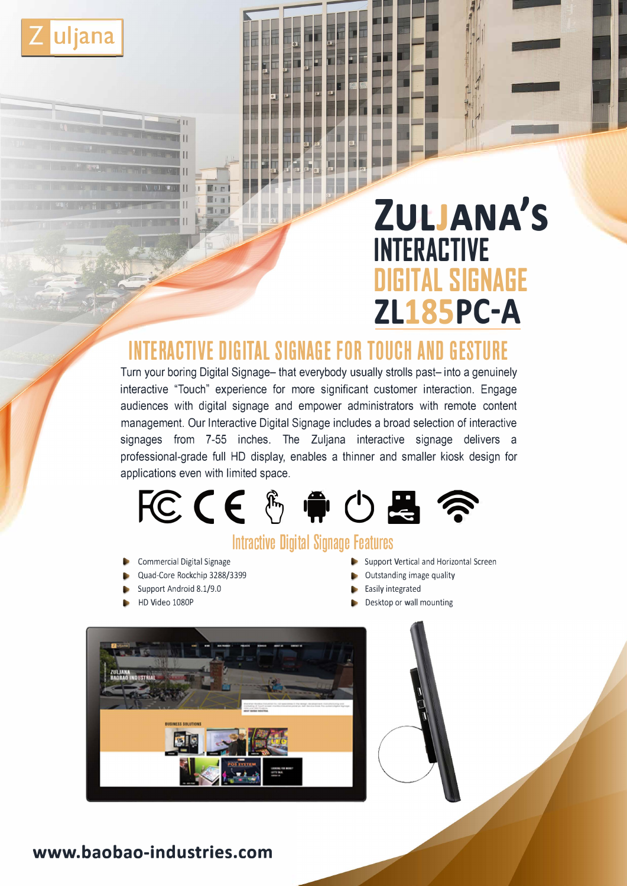# Zuljana's Interactive Digital Signage ZL185PC-A

## INTERACTIVE DIGITAL SIGNAGE FOR TOUCH AND GESTURE

Turn your boring Digital Signage– that everybody usually strolls past– into a genuinely interactive "Touch" experience for more significant customer interaction. Engage audiences with digital signage and empower administrators with remote content management. Our Interactive Digital Signage includes a broad selection of interactive signages from 7-55 inches. The Zuljana interactive signage delivers a professional-grade full HD display, enables a thinner and smaller kiosk design for applications even with limited space.

### Intractive Digital Signage Features

- Commercial Digital Signage
- Quad-Core Rockchip 3288/3399
- Support Android 8.1/9.0
- HD Video 1080P
- Support Vertical and Horizontal Screen
- Outstanding image quality
- Easily integrated
- Desktop or wall mounting

**www.baobao-industries.com**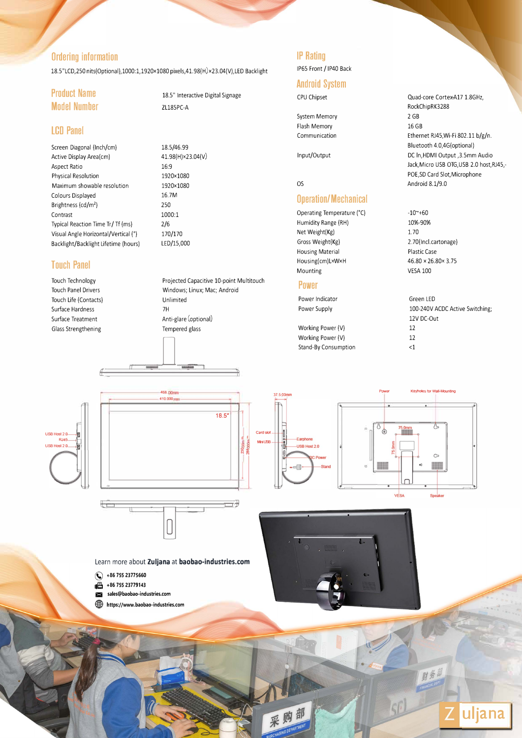## Ordering information

18.5"LCD,250 nits(Optional),1000:1,1920×1080 pixels,41.98(H)×23.04(V),LED Backlight

| | |
|---|---|
| **Product Name** | 18.5" Interactive Digital Signage |
| **Model Number** | ZL185PC-A |

## LCD Panel

| | |
|---|---|
| Screen Diagonal (Inch/cm) | 18.5/46.99 |
| Active Display Area(cm) | 41.98(H)×23.04(V) |
| Aspect Ratio | 16:9 |
| Physical Resolution | 1920×1080 |
| Maximum showable resolution | 1920×1080 |
| Colours Displayed | 16.7M |
| Brightness (cd/m²) | 250 |
| Contrast | 1000:1 |
| Typical Reaction Time Tr/ Tf (ms) | 2/6 |
| Visual Angle Horizontal/Vertical (°) | 170/170 |
| Backlight/Backlight Lifetime (hours) | LED/15,000 |

## Touch Panel

| | |
|---|---|
| Touch Technology | Projected Capacitive 10-point Multitouch |
| Touch Panel Drivers | Windows; Linux; Mac; Android |
| Touch Life (Contacts) | Unlimited |
| Surface Hardness | 7H |
| Surface Treatment | Anti-glare (optional) |
| Glass Strengthening | Tempered glass |

## IP Rating

IP65 Front / IP40 Back

## Android System

| | |
|---|---|
| CPU Chipset | Quad-core CortexA17 1.8GHz, RockChipRK3288 |
| System Memory | 2 GB |
| Flash Memory | 16 GB |
| Communication | Ethernet RJ45,Wi-Fi 802.11 b/g/n. Bluetooth 4.0,4G(optional) |
| Input/Output | DC In,HDMI Output ,3.5mm Audio Jack,Micro USB OTG,USB 2.0 host,RJ45,-POE,SD Card Slot,Microphone |
| OS | Android 8.1/9.0 |

## Operation/Mechanical

| | |
|---|---|
| Operating Temperature (°C) | -10~+60 |
| Humidity Range (RH) | 10%-90% |
| Net Weight(Kg) | 1.70 |
| Gross Weight(Kg) | 2.70(Incl.cartonage) |
| Housing Material | Plastic Case |
| Housing(cm)L×W×H | 46.80 × 26.80× 3.75 |
| Mounting | VESA 100 |

## Power

| | |
|---|---|
| Power Indicator | Green LED |
| Power Supply | 100-240V ACDC Active Switching; 12V DC-Out |
| Working Power (V) | 12 |
| Working Power (V) | 12 |
| Stand-By Consumption | <1 |

468.00mm
410.000mm
18.5"
USB Host 2.0
RJ45
USB Host 2.0
37.5 00mm
Card slot
MiniUSB
Earphone
USB Host 2.0
DC Power
Stand
Power
Keyholes for Wall-Mounting
75.0mm
75.0mm
VESA
Speaker

Learn more about **Zuljana** at **baobao-industries.com**

- +86 755 23775660
- +86 755 23779143
- sales@baobao-industries.com
- https://www.baobao-industries.com

Zuljana